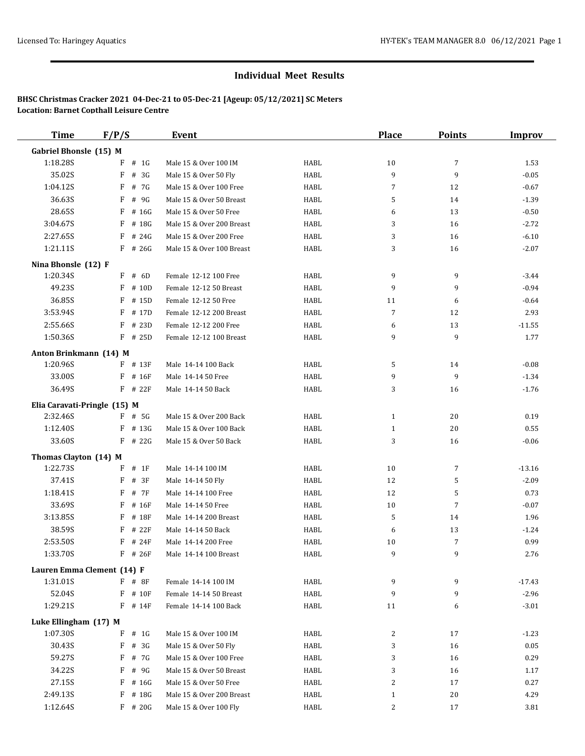# Individual Meet Results

**BHSC Christmas Cracker 2021 04-Dec-21 to 05-Dec-21 [Ageup: 05/12/2021] SC Meters**
**Location: Barnet Copthall Leisure Centre**

| Time | F/P/S | Event | | Place | Points | Improv |
|---|---|---|---|---|---|---|
| **Gabriel Bhonsle (15) M** | | | | | | |
| 1:18.28S | F # 1G | Male 15 & Over 100 IM | HABL | 10 | 7 | 1.53 |
| 35.02S | F # 3G | Male 15 & Over 50 Fly | HABL | 9 | 9 | -0.05 |
| 1:04.12S | F # 7G | Male 15 & Over 100 Free | HABL | 7 | 12 | -0.67 |
| 36.63S | F # 9G | Male 15 & Over 50 Breast | HABL | 5 | 14 | -1.39 |
| 28.65S | F # 16G | Male 15 & Over 50 Free | HABL | 6 | 13 | -0.50 |
| 3:04.67S | F # 18G | Male 15 & Over 200 Breast | HABL | 3 | 16 | -2.72 |
| 2:27.65S | F # 24G | Male 15 & Over 200 Free | HABL | 3 | 16 | -6.10 |
| 1:21.11S | F # 26G | Male 15 & Over 100 Breast | HABL | 3 | 16 | -2.07 |
| **Nina Bhonsle (12) F** | | | | | | |
| 1:20.34S | F # 6D | Female 12-12 100 Free | HABL | 9 | 9 | -3.44 |
| 49.23S | F # 10D | Female 12-12 50 Breast | HABL | 9 | 9 | -0.94 |
| 36.85S | F # 15D | Female 12-12 50 Free | HABL | 11 | 6 | -0.64 |
| 3:53.94S | F # 17D | Female 12-12 200 Breast | HABL | 7 | 12 | 2.93 |
| 2:55.66S | F # 23D | Female 12-12 200 Free | HABL | 6 | 13 | -11.55 |
| 1:50.36S | F # 25D | Female 12-12 100 Breast | HABL | 9 | 9 | 1.77 |
| **Anton Brinkmann (14) M** | | | | | | |
| 1:20.96S | F # 13F | Male 14-14 100 Back | HABL | 5 | 14 | -0.08 |
| 33.00S | F # 16F | Male 14-14 50 Free | HABL | 9 | 9 | -1.34 |
| 36.49S | F # 22F | Male 14-14 50 Back | HABL | 3 | 16 | -1.76 |
| **Elia Caravati-Pringle (15) M** | | | | | | |
| 2:32.46S | F # 5G | Male 15 & Over 200 Back | HABL | 1 | 20 | 0.19 |
| 1:12.40S | F # 13G | Male 15 & Over 100 Back | HABL | 1 | 20 | 0.55 |
| 33.60S | F # 22G | Male 15 & Over 50 Back | HABL | 3 | 16 | -0.06 |
| **Thomas Clayton (14) M** | | | | | | |
| 1:22.73S | F # 1F | Male 14-14 100 IM | HABL | 10 | 7 | -13.16 |
| 37.41S | F # 3F | Male 14-14 50 Fly | HABL | 12 | 5 | -2.09 |
| 1:18.41S | F # 7F | Male 14-14 100 Free | HABL | 12 | 5 | 0.73 |
| 33.69S | F # 16F | Male 14-14 50 Free | HABL | 10 | 7 | -0.07 |
| 3:13.85S | F # 18F | Male 14-14 200 Breast | HABL | 5 | 14 | 1.96 |
| 38.59S | F # 22F | Male 14-14 50 Back | HABL | 6 | 13 | -1.24 |
| 2:53.50S | F # 24F | Male 14-14 200 Free | HABL | 10 | 7 | 0.99 |
| 1:33.70S | F # 26F | Male 14-14 100 Breast | HABL | 9 | 9 | 2.76 |
| **Lauren Emma Clement (14) F** | | | | | | |
| 1:31.01S | F # 8F | Female 14-14 100 IM | HABL | 9 | 9 | -17.43 |
| 52.04S | F # 10F | Female 14-14 50 Breast | HABL | 9 | 9 | -2.96 |
| 1:29.21S | F # 14F | Female 14-14 100 Back | HABL | 11 | 6 | -3.01 |
| **Luke Ellingham (17) M** | | | | | | |
| 1:07.30S | F # 1G | Male 15 & Over 100 IM | HABL | 2 | 17 | -1.23 |
| 30.43S | F # 3G | Male 15 & Over 50 Fly | HABL | 3 | 16 | 0.05 |
| 59.27S | F # 7G | Male 15 & Over 100 Free | HABL | 3 | 16 | 0.29 |
| 34.22S | F # 9G | Male 15 & Over 50 Breast | HABL | 3 | 16 | 1.17 |
| 27.15S | F # 16G | Male 15 & Over 50 Free | HABL | 2 | 17 | 0.27 |
| 2:49.13S | F # 18G | Male 15 & Over 200 Breast | HABL | 1 | 20 | 4.29 |
| 1:12.64S | F # 20G | Male 15 & Over 100 Fly | HABL | 2 | 17 | 3.81 |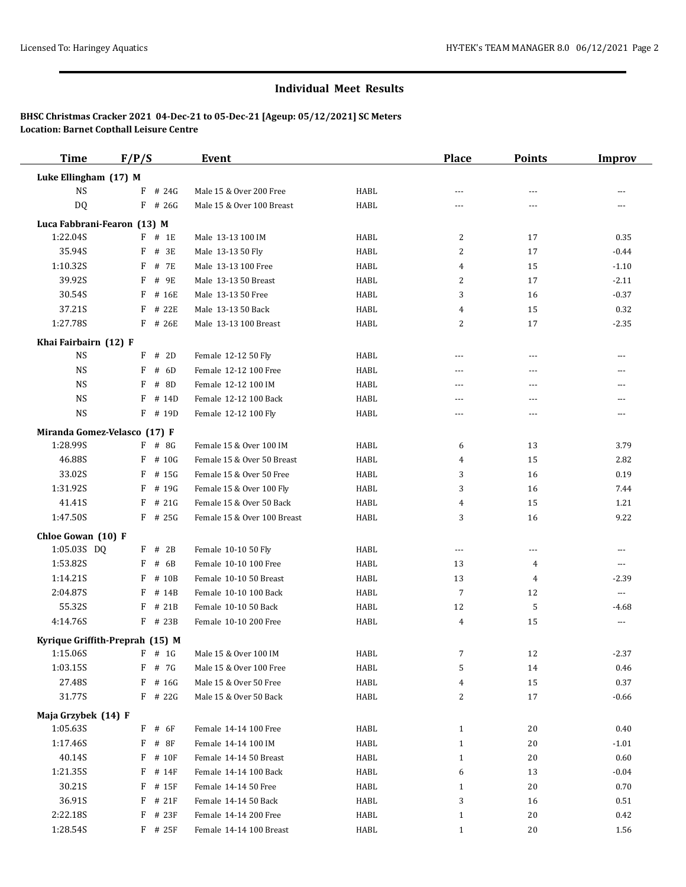## Individual Meet Results

**BHSC Christmas Cracker 2021 04-Dec-21 to 05-Dec-21 [Ageup: 05/12/2021] SC Meters**
**Location: Barnet Copthall Leisure Centre**

| Time | F/P/S | Event | | Place | Points | Improv |
|---|---|---|---|---|---|---|
| **Luke Ellingham (17) M** | | | | | | |
| NS | F # 24G | Male 15 & Over 200 Free | HABL | --- | --- | --- |
| DQ | F # 26G | Male 15 & Over 100 Breast | HABL | --- | --- | --- |
| **Luca Fabbrani-Fearon (13) M** | | | | | | |
| 1:22.04S | F # 1E | Male 13-13 100 IM | HABL | 2 | 17 | 0.35 |
| 35.94S | F # 3E | Male 13-13 50 Fly | HABL | 2 | 17 | -0.44 |
| 1:10.32S | F # 7E | Male 13-13 100 Free | HABL | 4 | 15 | -1.10 |
| 39.92S | F # 9E | Male 13-13 50 Breast | HABL | 2 | 17 | -2.11 |
| 30.54S | F # 16E | Male 13-13 50 Free | HABL | 3 | 16 | -0.37 |
| 37.21S | F # 22E | Male 13-13 50 Back | HABL | 4 | 15 | 0.32 |
| 1:27.78S | F # 26E | Male 13-13 100 Breast | HABL | 2 | 17 | -2.35 |
| **Khai Fairbairn (12) F** | | | | | | |
| NS | F # 2D | Female 12-12 50 Fly | HABL | --- | --- | --- |
| NS | F # 6D | Female 12-12 100 Free | HABL | --- | --- | --- |
| NS | F # 8D | Female 12-12 100 IM | HABL | --- | --- | --- |
| NS | F # 14D | Female 12-12 100 Back | HABL | --- | --- | --- |
| NS | F # 19D | Female 12-12 100 Fly | HABL | --- | --- | --- |
| **Miranda Gomez-Velasco (17) F** | | | | | | |
| 1:28.99S | F # 8G | Female 15 & Over 100 IM | HABL | 6 | 13 | 3.79 |
| 46.88S | F # 10G | Female 15 & Over 50 Breast | HABL | 4 | 15 | 2.82 |
| 33.02S | F # 15G | Female 15 & Over 50 Free | HABL | 3 | 16 | 0.19 |
| 1:31.92S | F # 19G | Female 15 & Over 100 Fly | HABL | 3 | 16 | 7.44 |
| 41.41S | F # 21G | Female 15 & Over 50 Back | HABL | 4 | 15 | 1.21 |
| 1:47.50S | F # 25G | Female 15 & Over 100 Breast | HABL | 3 | 16 | 9.22 |
| **Chloe Gowan (10) F** | | | | | | |
| 1:05.03S DQ | F # 2B | Female 10-10 50 Fly | HABL | --- | --- | --- |
| 1:53.82S | F # 6B | Female 10-10 100 Free | HABL | 13 | 4 | --- |
| 1:14.21S | F # 10B | Female 10-10 50 Breast | HABL | 13 | 4 | -2.39 |
| 2:04.87S | F # 14B | Female 10-10 100 Back | HABL | 7 | 12 | --- |
| 55.32S | F # 21B | Female 10-10 50 Back | HABL | 12 | 5 | -4.68 |
| 4:14.76S | F # 23B | Female 10-10 200 Free | HABL | 4 | 15 | --- |
| **Kyrique Griffith-Preprah (15) M** | | | | | | |
| 1:15.06S | F # 1G | Male 15 & Over 100 IM | HABL | 7 | 12 | -2.37 |
| 1:03.15S | F # 7G | Male 15 & Over 100 Free | HABL | 5 | 14 | 0.46 |
| 27.48S | F # 16G | Male 15 & Over 50 Free | HABL | 4 | 15 | 0.37 |
| 31.77S | F # 22G | Male 15 & Over 50 Back | HABL | 2 | 17 | -0.66 |
| **Maja Grzybek (14) F** | | | | | | |
| 1:05.63S | F # 6F | Female 14-14 100 Free | HABL | 1 | 20 | 0.40 |
| 1:17.46S | F # 8F | Female 14-14 100 IM | HABL | 1 | 20 | -1.01 |
| 40.14S | F # 10F | Female 14-14 50 Breast | HABL | 1 | 20 | 0.60 |
| 1:21.35S | F # 14F | Female 14-14 100 Back | HABL | 6 | 13 | -0.04 |
| 30.21S | F # 15F | Female 14-14 50 Free | HABL | 1 | 20 | 0.70 |
| 36.91S | F # 21F | Female 14-14 50 Back | HABL | 3 | 16 | 0.51 |
| 2:22.18S | F # 23F | Female 14-14 200 Free | HABL | 1 | 20 | 0.42 |
| 1:28.54S | F # 25F | Female 14-14 100 Breast | HABL | 1 | 20 | 1.56 |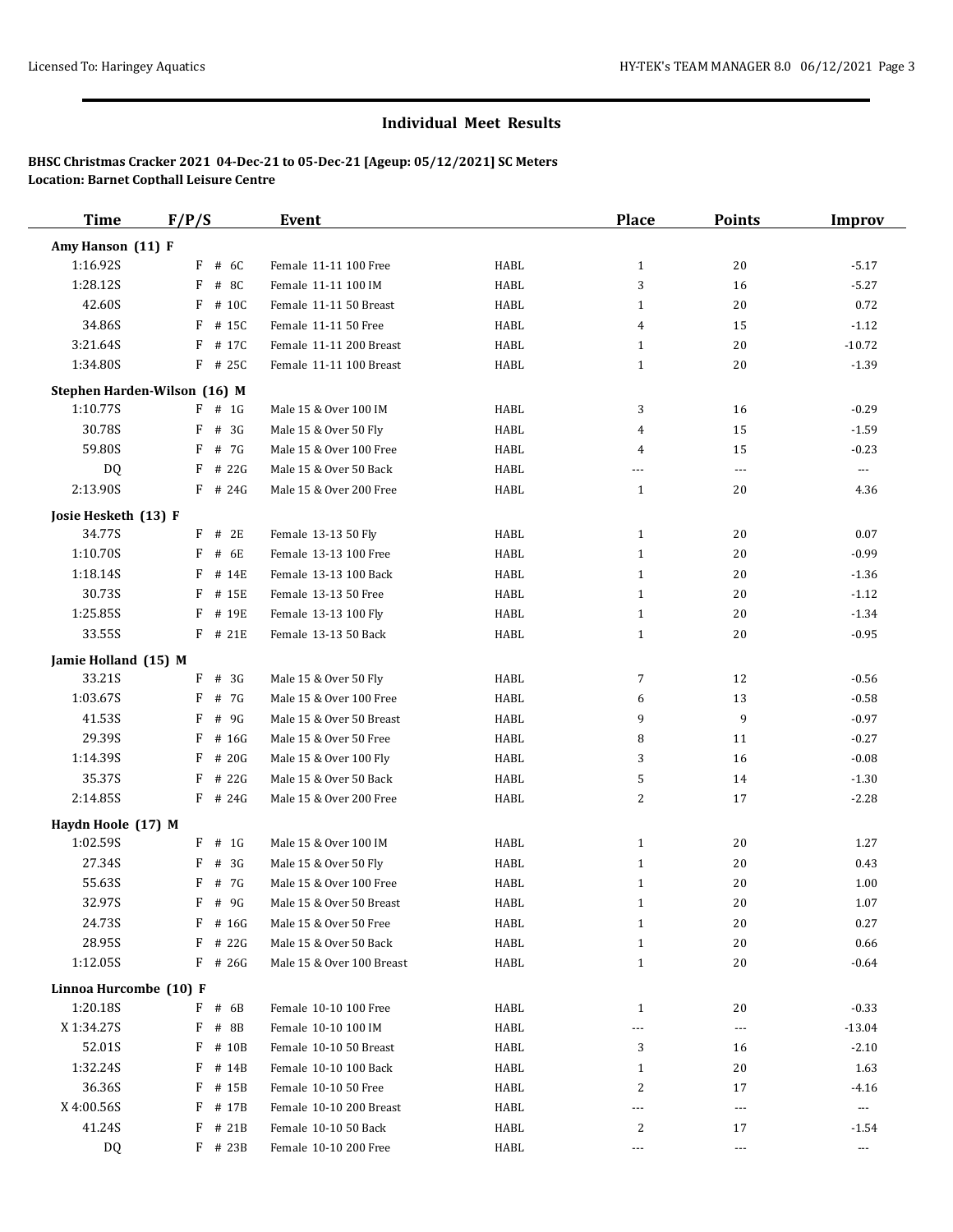## Individual Meet Results

**BHSC Christmas Cracker 2021 04-Dec-21 to 05-Dec-21 [Ageup: 05/12/2021] SC Meters**
**Location: Barnet Copthall Leisure Centre**

| Time | F/P/S | Event | | Place | Points | Improv |
|---|---|---|---|---|---|---|
| **Amy Hanson (11) F** | | | | | | |
| 1:16.92S | F # 6C | Female 11-11 100 Free | HABL | 1 | 20 | -5.17 |
| 1:28.12S | F # 8C | Female 11-11 100 IM | HABL | 3 | 16 | -5.27 |
| 42.60S | F # 10C | Female 11-11 50 Breast | HABL | 1 | 20 | 0.72 |
| 34.86S | F # 15C | Female 11-11 50 Free | HABL | 4 | 15 | -1.12 |
| 3:21.64S | F # 17C | Female 11-11 200 Breast | HABL | 1 | 20 | -10.72 |
| 1:34.80S | F # 25C | Female 11-11 100 Breast | HABL | 1 | 20 | -1.39 |
| **Stephen Harden-Wilson (16) M** | | | | | | |
| 1:10.77S | F # 1G | Male 15 & Over 100 IM | HABL | 3 | 16 | -0.29 |
| 30.78S | F # 3G | Male 15 & Over 50 Fly | HABL | 4 | 15 | -1.59 |
| 59.80S | F # 7G | Male 15 & Over 100 Free | HABL | 4 | 15 | -0.23 |
| DQ | F # 22G | Male 15 & Over 50 Back | HABL | --- | --- | --- |
| 2:13.90S | F # 24G | Male 15 & Over 200 Free | HABL | 1 | 20 | 4.36 |
| **Josie Hesketh (13) F** | | | | | | |
| 34.77S | F # 2E | Female 13-13 50 Fly | HABL | 1 | 20 | 0.07 |
| 1:10.70S | F # 6E | Female 13-13 100 Free | HABL | 1 | 20 | -0.99 |
| 1:18.14S | F # 14E | Female 13-13 100 Back | HABL | 1 | 20 | -1.36 |
| 30.73S | F # 15E | Female 13-13 50 Free | HABL | 1 | 20 | -1.12 |
| 1:25.85S | F # 19E | Female 13-13 100 Fly | HABL | 1 | 20 | -1.34 |
| 33.55S | F # 21E | Female 13-13 50 Back | HABL | 1 | 20 | -0.95 |
| **Jamie Holland (15) M** | | | | | | |
| 33.21S | F # 3G | Male 15 & Over 50 Fly | HABL | 7 | 12 | -0.56 |
| 1:03.67S | F # 7G | Male 15 & Over 100 Free | HABL | 6 | 13 | -0.58 |
| 41.53S | F # 9G | Male 15 & Over 50 Breast | HABL | 9 | 9 | -0.97 |
| 29.39S | F # 16G | Male 15 & Over 50 Free | HABL | 8 | 11 | -0.27 |
| 1:14.39S | F # 20G | Male 15 & Over 100 Fly | HABL | 3 | 16 | -0.08 |
| 35.37S | F # 22G | Male 15 & Over 50 Back | HABL | 5 | 14 | -1.30 |
| 2:14.85S | F # 24G | Male 15 & Over 200 Free | HABL | 2 | 17 | -2.28 |
| **Haydn Hoole (17) M** | | | | | | |
| 1:02.59S | F # 1G | Male 15 & Over 100 IM | HABL | 1 | 20 | 1.27 |
| 27.34S | F # 3G | Male 15 & Over 50 Fly | HABL | 1 | 20 | 0.43 |
| 55.63S | F # 7G | Male 15 & Over 100 Free | HABL | 1 | 20 | 1.00 |
| 32.97S | F # 9G | Male 15 & Over 50 Breast | HABL | 1 | 20 | 1.07 |
| 24.73S | F # 16G | Male 15 & Over 50 Free | HABL | 1 | 20 | 0.27 |
| 28.95S | F # 22G | Male 15 & Over 50 Back | HABL | 1 | 20 | 0.66 |
| 1:12.05S | F # 26G | Male 15 & Over 100 Breast | HABL | 1 | 20 | -0.64 |
| **Linnoa Hurcombe (10) F** | | | | | | |
| 1:20.18S | F # 6B | Female 10-10 100 Free | HABL | 1 | 20 | -0.33 |
| X 1:34.27S | F # 8B | Female 10-10 100 IM | HABL | --- | --- | -13.04 |
| 52.01S | F # 10B | Female 10-10 50 Breast | HABL | 3 | 16 | -2.10 |
| 1:32.24S | F # 14B | Female 10-10 100 Back | HABL | 1 | 20 | 1.63 |
| 36.36S | F # 15B | Female 10-10 50 Free | HABL | 2 | 17 | -4.16 |
| X 4:00.56S | F # 17B | Female 10-10 200 Breast | HABL | --- | --- | --- |
| 41.24S | F # 21B | Female 10-10 50 Back | HABL | 2 | 17 | -1.54 |
| DQ | F # 23B | Female 10-10 200 Free | HABL | --- | --- | --- |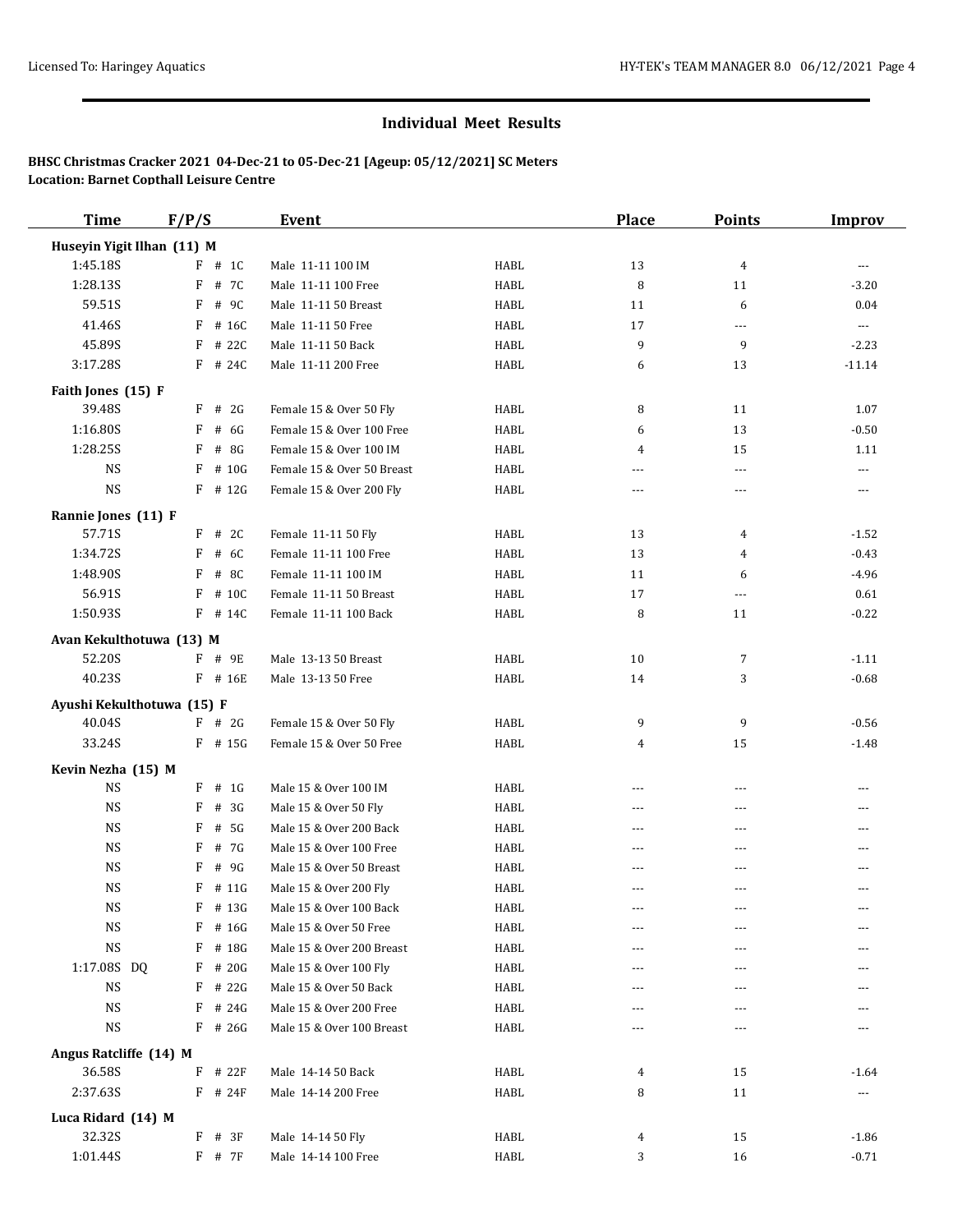## Individual Meet Results

**BHSC Christmas Cracker 2021 04-Dec-21 to 05-Dec-21 [Ageup: 05/12/2021] SC Meters**
**Location: Barnet Copthall Leisure Centre**

| Time | F/P/S | Event | | Place | Points | Improv |
|---|---|---|---|---|---|---|
| **Huseyin Yigit Ilhan (11) M** | | | | | | |
| 1:45.18S | F # 1C | Male 11-11 100 IM | HABL | 13 | 4 | --- |
| 1:28.13S | F # 7C | Male 11-11 100 Free | HABL | 8 | 11 | -3.20 |
| 59.51S | F # 9C | Male 11-11 50 Breast | HABL | 11 | 6 | 0.04 |
| 41.46S | F # 16C | Male 11-11 50 Free | HABL | 17 | --- | --- |
| 45.89S | F # 22C | Male 11-11 50 Back | HABL | 9 | 9 | -2.23 |
| 3:17.28S | F # 24C | Male 11-11 200 Free | HABL | 6 | 13 | -11.14 |
| **Faith Jones (15) F** | | | | | | |
| 39.48S | F # 2G | Female 15 & Over 50 Fly | HABL | 8 | 11 | 1.07 |
| 1:16.80S | F # 6G | Female 15 & Over 100 Free | HABL | 6 | 13 | -0.50 |
| 1:28.25S | F # 8G | Female 15 & Over 100 IM | HABL | 4 | 15 | 1.11 |
| NS | F # 10G | Female 15 & Over 50 Breast | HABL | --- | --- | --- |
| NS | F # 12G | Female 15 & Over 200 Fly | HABL | --- | --- | --- |
| **Rannie Jones (11) F** | | | | | | |
| 57.71S | F # 2C | Female 11-11 50 Fly | HABL | 13 | 4 | -1.52 |
| 1:34.72S | F # 6C | Female 11-11 100 Free | HABL | 13 | 4 | -0.43 |
| 1:48.90S | F # 8C | Female 11-11 100 IM | HABL | 11 | 6 | -4.96 |
| 56.91S | F # 10C | Female 11-11 50 Breast | HABL | 17 | --- | 0.61 |
| 1:50.93S | F # 14C | Female 11-11 100 Back | HABL | 8 | 11 | -0.22 |
| **Avan Kekulthotuwa (13) M** | | | | | | |
| 52.20S | F # 9E | Male 13-13 50 Breast | HABL | 10 | 7 | -1.11 |
| 40.23S | F # 16E | Male 13-13 50 Free | HABL | 14 | 3 | -0.68 |
| **Ayushi Kekulthotuwa (15) F** | | | | | | |
| 40.04S | F # 2G | Female 15 & Over 50 Fly | HABL | 9 | 9 | -0.56 |
| 33.24S | F # 15G | Female 15 & Over 50 Free | HABL | 4 | 15 | -1.48 |
| **Kevin Nezha (15) M** | | | | | | |
| NS | F # 1G | Male 15 & Over 100 IM | HABL | --- | --- | --- |
| NS | F # 3G | Male 15 & Over 50 Fly | HABL | --- | --- | --- |
| NS | F # 5G | Male 15 & Over 200 Back | HABL | --- | --- | --- |
| NS | F # 7G | Male 15 & Over 100 Free | HABL | --- | --- | --- |
| NS | F # 9G | Male 15 & Over 50 Breast | HABL | --- | --- | --- |
| NS | F # 11G | Male 15 & Over 200 Fly | HABL | --- | --- | --- |
| NS | F # 13G | Male 15 & Over 100 Back | HABL | --- | --- | --- |
| NS | F # 16G | Male 15 & Over 50 Free | HABL | --- | --- | --- |
| NS | F # 18G | Male 15 & Over 200 Breast | HABL | --- | --- | --- |
| 1:17.08S DQ | F # 20G | Male 15 & Over 100 Fly | HABL | --- | --- | --- |
| NS | F # 22G | Male 15 & Over 50 Back | HABL | --- | --- | --- |
| NS | F # 24G | Male 15 & Over 200 Free | HABL | --- | --- | --- |
| NS | F # 26G | Male 15 & Over 100 Breast | HABL | --- | --- | --- |
| **Angus Ratcliffe (14) M** | | | | | | |
| 36.58S | F # 22F | Male 14-14 50 Back | HABL | 4 | 15 | -1.64 |
| 2:37.63S | F # 24F | Male 14-14 200 Free | HABL | 8 | 11 | --- |
| **Luca Ridard (14) M** | | | | | | |
| 32.32S | F # 3F | Male 14-14 50 Fly | HABL | 4 | 15 | -1.86 |
| 1:01.44S | F # 7F | Male 14-14 100 Free | HABL | 3 | 16 | -0.71 |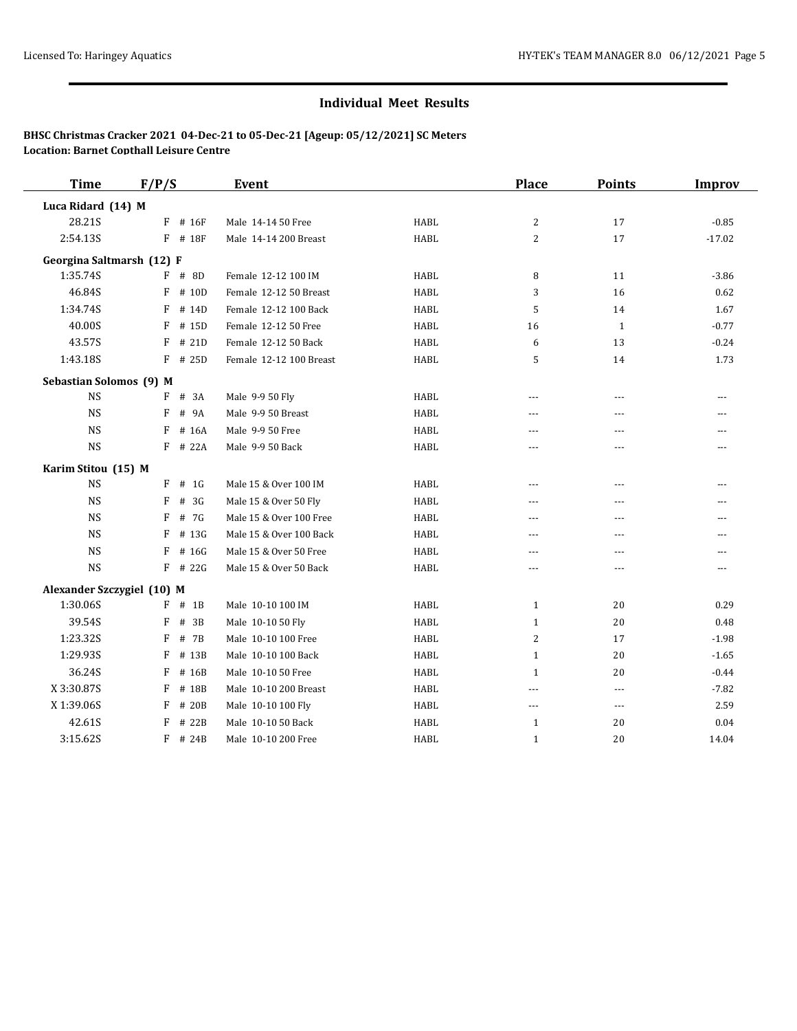## Individual Meet Results

**BHSC Christmas Cracker 2021 04-Dec-21 to 05-Dec-21 [Ageup: 05/12/2021] SC Meters**
**Location: Barnet Copthall Leisure Centre**

| Time | F/P/S | Event | | Place | Points | Improv |
|---|---|---|---|---|---|---|
| **Luca Ridard (14) M** | | | | | | |
| 28.21S | F # 16F | Male 14-14 50 Free | HABL | 2 | 17 | -0.85 |
| 2:54.13S | F # 18F | Male 14-14 200 Breast | HABL | 2 | 17 | -17.02 |
| **Georgina Saltmarsh (12) F** | | | | | | |
| 1:35.74S | F # 8D | Female 12-12 100 IM | HABL | 8 | 11 | -3.86 |
| 46.84S | F # 10D | Female 12-12 50 Breast | HABL | 3 | 16 | 0.62 |
| 1:34.74S | F # 14D | Female 12-12 100 Back | HABL | 5 | 14 | 1.67 |
| 40.00S | F # 15D | Female 12-12 50 Free | HABL | 16 | 1 | -0.77 |
| 43.57S | F # 21D | Female 12-12 50 Back | HABL | 6 | 13 | -0.24 |
| 1:43.18S | F # 25D | Female 12-12 100 Breast | HABL | 5 | 14 | 1.73 |
| **Sebastian Solomos (9) M** | | | | | | |
| NS | F # 3A | Male 9-9 50 Fly | HABL | --- | --- | --- |
| NS | F # 9A | Male 9-9 50 Breast | HABL | --- | --- | --- |
| NS | F # 16A | Male 9-9 50 Free | HABL | --- | --- | --- |
| NS | F # 22A | Male 9-9 50 Back | HABL | --- | --- | --- |
| **Karim Stitou (15) M** | | | | | | |
| NS | F # 1G | Male 15 & Over 100 IM | HABL | --- | --- | --- |
| NS | F # 3G | Male 15 & Over 50 Fly | HABL | --- | --- | --- |
| NS | F # 7G | Male 15 & Over 100 Free | HABL | --- | --- | --- |
| NS | F # 13G | Male 15 & Over 100 Back | HABL | --- | --- | --- |
| NS | F # 16G | Male 15 & Over 50 Free | HABL | --- | --- | --- |
| NS | F # 22G | Male 15 & Over 50 Back | HABL | --- | --- | --- |
| **Alexander Szczygiel (10) M** | | | | | | |
| 1:30.06S | F # 1B | Male 10-10 100 IM | HABL | 1 | 20 | 0.29 |
| 39.54S | F # 3B | Male 10-10 50 Fly | HABL | 1 | 20 | 0.48 |
| 1:23.32S | F # 7B | Male 10-10 100 Free | HABL | 2 | 17 | -1.98 |
| 1:29.93S | F # 13B | Male 10-10 100 Back | HABL | 1 | 20 | -1.65 |
| 36.24S | F # 16B | Male 10-10 50 Free | HABL | 1 | 20 | -0.44 |
| X 3:30.87S | F # 18B | Male 10-10 200 Breast | HABL | --- | --- | -7.82 |
| X 1:39.06S | F # 20B | Male 10-10 100 Fly | HABL | --- | --- | 2.59 |
| 42.61S | F # 22B | Male 10-10 50 Back | HABL | 1 | 20 | 0.04 |
| 3:15.62S | F # 24B | Male 10-10 200 Free | HABL | 1 | 20 | 14.04 |